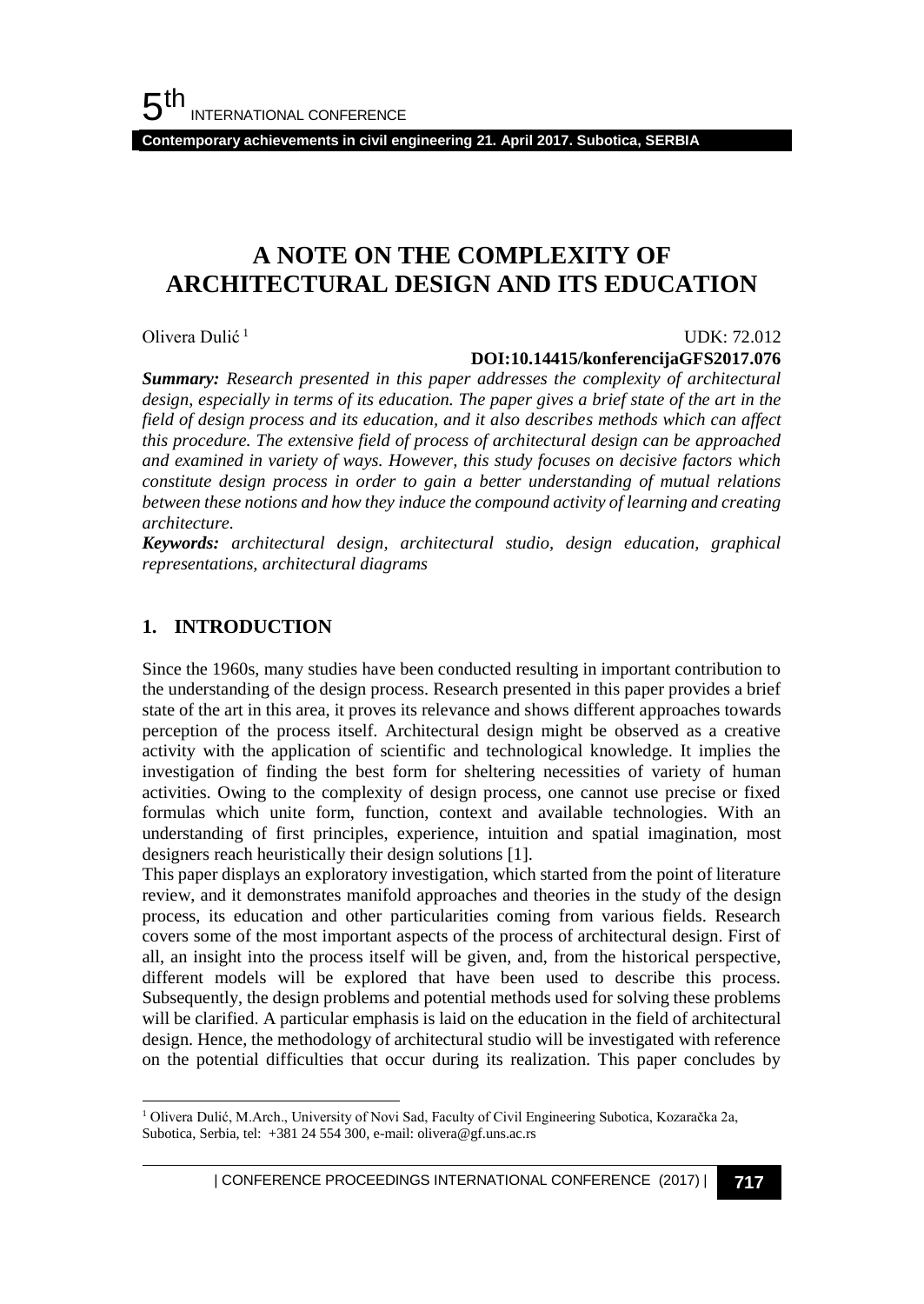# A NOTE ON THE COMPLEXITY OF ARCHITECTURAL DESIGN AND ITS EDUCATION

Olivera Dulić [1]

UDK: 72.012

**DOI:10.14415/konferencijaGFS2017.076**

***Summary:*** *Research presented in this paper addresses the complexity of architectural design, especially in terms of its education. The paper gives a brief state of the art in the field of design process and its education, and it also describes methods which can affect this procedure. The extensive field of process of architectural design can be approached and examined in variety of ways. However, this study focuses on decisive factors which constitute design process in order to gain a better understanding of mutual relations between these notions and how they induce the compound activity of learning and creating architecture.*

***Keywords:*** *architectural design, architectural studio, design education, graphical representations, architectural diagrams*

## 1. INTRODUCTION

Since the 1960s, many studies have been conducted resulting in important contribution to the understanding of the design process. Research presented in this paper provides a brief state of the art in this area, it proves its relevance and shows different approaches towards perception of the process itself. Architectural design might be observed as a creative activity with the application of scientific and technological knowledge. It implies the investigation of finding the best form for sheltering necessities of variety of human activities. Owing to the complexity of design process, one cannot use precise or fixed formulas which unite form, function, context and available technologies. With an understanding of first principles, experience, intuition and spatial imagination, most designers reach heuristically their design solutions [1].

This paper displays an exploratory investigation, which started from the point of literature review, and it demonstrates manifold approaches and theories in the study of the design process, its education and other particularities coming from various fields. Research covers some of the most important aspects of the process of architectural design. First of all, an insight into the process itself will be given, and, from the historical perspective, different models will be explored that have been used to describe this process. Subsequently, the design problems and potential methods used for solving these problems will be clarified. A particular emphasis is laid on the education in the field of architectural design. Hence, the methodology of architectural studio will be investigated with reference on the potential difficulties that occur during its realization. This paper concludes by

---

[1] Olivera Dulić, M.Arch., University of Novi Sad, Faculty of Civil Engineering Subotica, Kozaračka 2a, Subotica, Serbia, tel: +381 24 554 300, e-mail: olivera@gf.uns.ac.rs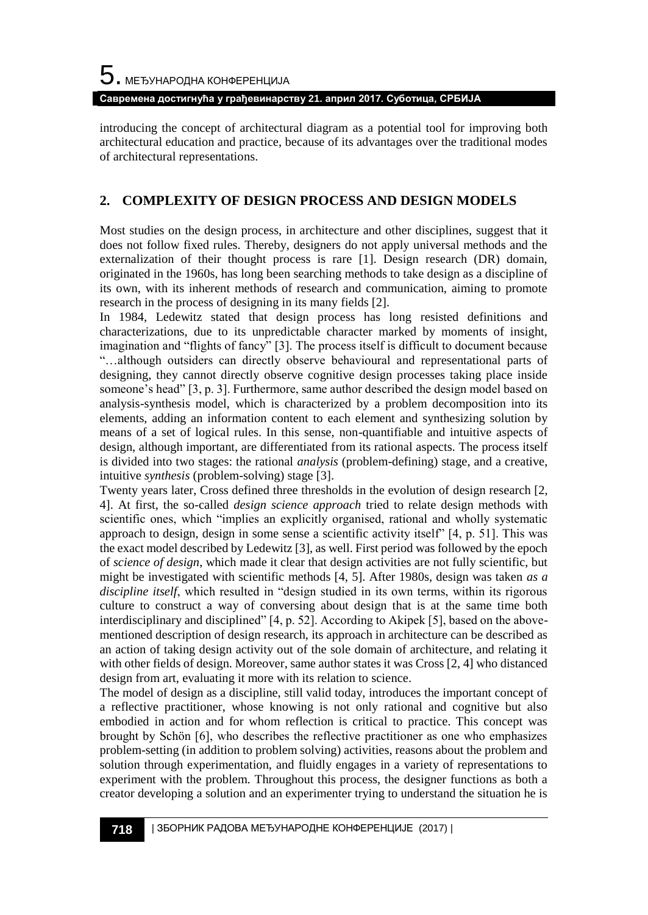introducing the concept of architectural diagram as a potential tool for improving both architectural education and practice, because of its advantages over the traditional modes of architectural representations.

## 2. COMPLEXITY OF DESIGN PROCESS AND DESIGN MODELS

Most studies on the design process, in architecture and other disciplines, suggest that it does not follow fixed rules. Thereby, designers do not apply universal methods and the externalization of their thought process is rare [1]. Design research (DR) domain, originated in the 1960s, has long been searching methods to take design as a discipline of its own, with its inherent methods of research and communication, aiming to promote research in the process of designing in its many fields [2].

In 1984, Ledewitz stated that design process has long resisted definitions and characterizations, due to its unpredictable character marked by moments of insight, imagination and "flights of fancy" [3]. The process itself is difficult to document because "…although outsiders can directly observe behavioural and representational parts of designing, they cannot directly observe cognitive design processes taking place inside someone's head" [3, p. 3]. Furthermore, same author described the design model based on analysis-synthesis model, which is characterized by a problem decomposition into its elements, adding an information content to each element and synthesizing solution by means of a set of logical rules. In this sense, non-quantifiable and intuitive aspects of design, although important, are differentiated from its rational aspects. The process itself is divided into two stages: the rational *analysis* (problem-defining) stage, and a creative, intuitive *synthesis* (problem-solving) stage [3].

Twenty years later, Cross defined three thresholds in the evolution of design research [2, 4]. At first, the so-called *design science approach* tried to relate design methods with scientific ones, which "implies an explicitly organised, rational and wholly systematic approach to design, design in some sense a scientific activity itself" [4, p. 51]. This was the exact model described by Ledewitz [3], as well. First period was followed by the epoch of *science of design*, which made it clear that design activities are not fully scientific, but might be investigated with scientific methods [4, 5]. After 1980s, design was taken *as a discipline itself*, which resulted in "design studied in its own terms, within its rigorous culture to construct a way of conversing about design that is at the same time both interdisciplinary and disciplined" [4, p. 52]. According to Akipek [5], based on the above-mentioned description of design research, its approach in architecture can be described as an action of taking design activity out of the sole domain of architecture, and relating it with other fields of design. Moreover, same author states it was Cross [2, 4] who distanced design from art, evaluating it more with its relation to science.

The model of design as a discipline, still valid today, introduces the important concept of a reflective practitioner, whose knowing is not only rational and cognitive but also embodied in action and for whom reflection is critical to practice. This concept was brought by Schön [6], who describes the reflective practitioner as one who emphasizes problem-setting (in addition to problem solving) activities, reasons about the problem and solution through experimentation, and fluidly engages in a variety of representations to experiment with the problem. Throughout this process, the designer functions as both a creator developing a solution and an experimenter trying to understand the situation he is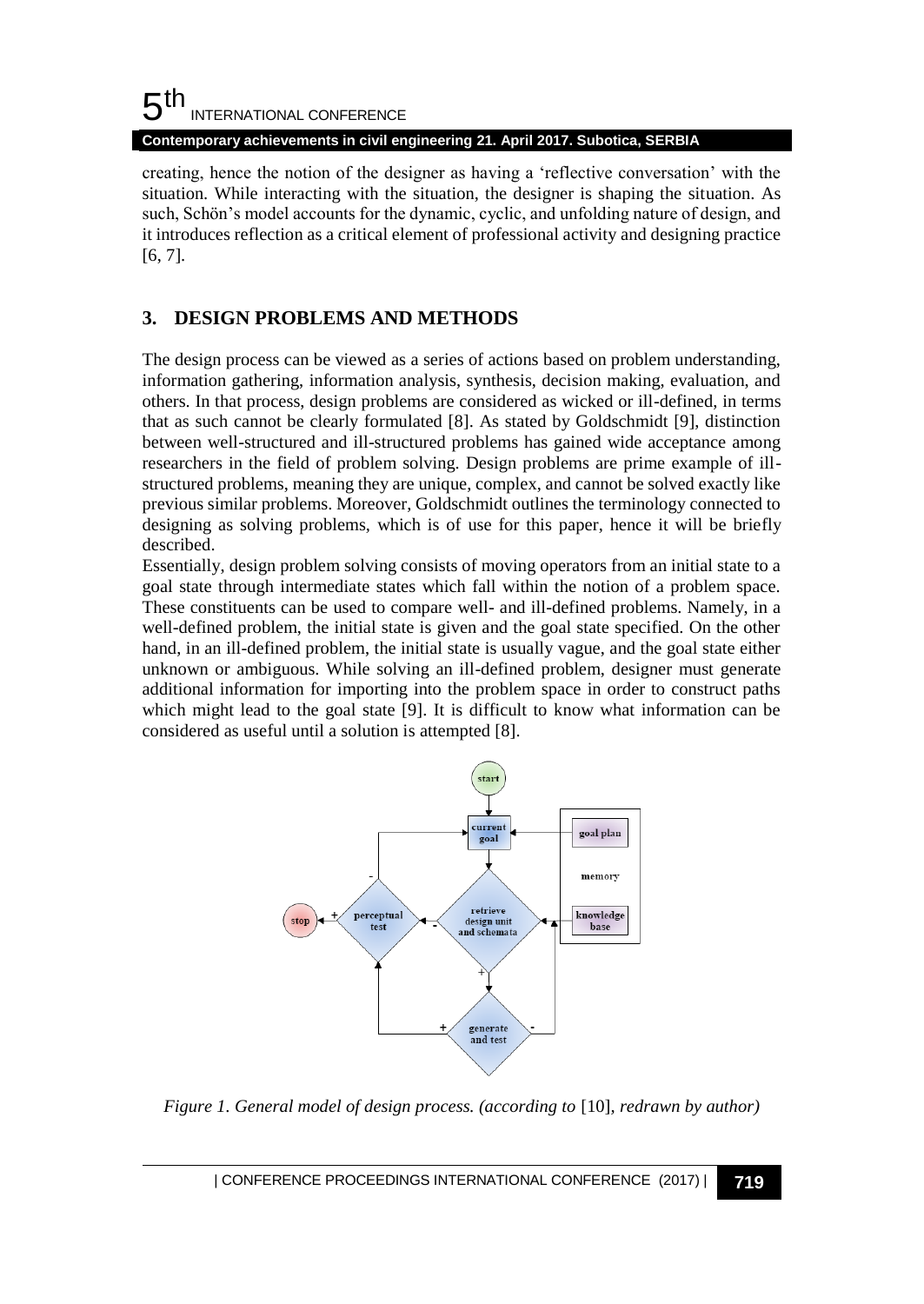creating, hence the notion of the designer as having a 'reflective conversation' with the situation. While interacting with the situation, the designer is shaping the situation. As such, Schön's model accounts for the dynamic, cyclic, and unfolding nature of design, and it introduces reflection as a critical element of professional activity and designing practice [6, 7].

## 3. DESIGN PROBLEMS AND METHODS

The design process can be viewed as a series of actions based on problem understanding, information gathering, information analysis, synthesis, decision making, evaluation, and others. In that process, design problems are considered as wicked or ill-defined, in terms that as such cannot be clearly formulated [8]. As stated by Goldschmidt [9], distinction between well-structured and ill-structured problems has gained wide acceptance among researchers in the field of problem solving. Design problems are prime example of ill-structured problems, meaning they are unique, complex, and cannot be solved exactly like previous similar problems. Moreover, Goldschmidt outlines the terminology connected to designing as solving problems, which is of use for this paper, hence it will be briefly described.

Essentially, design problem solving consists of moving operators from an initial state to a goal state through intermediate states which fall within the notion of a problem space. These constituents can be used to compare well- and ill-defined problems. Namely, in a well-defined problem, the initial state is given and the goal state specified. On the other hand, in an ill-defined problem, the initial state is usually vague, and the goal state either unknown or ambiguous. While solving an ill-defined problem, designer must generate additional information for importing into the problem space in order to construct paths which might lead to the goal state [9]. It is difficult to know what information can be considered as useful until a solution is attempted [8].

*Figure 1. General model of design process. (according to [10], redrawn by author)*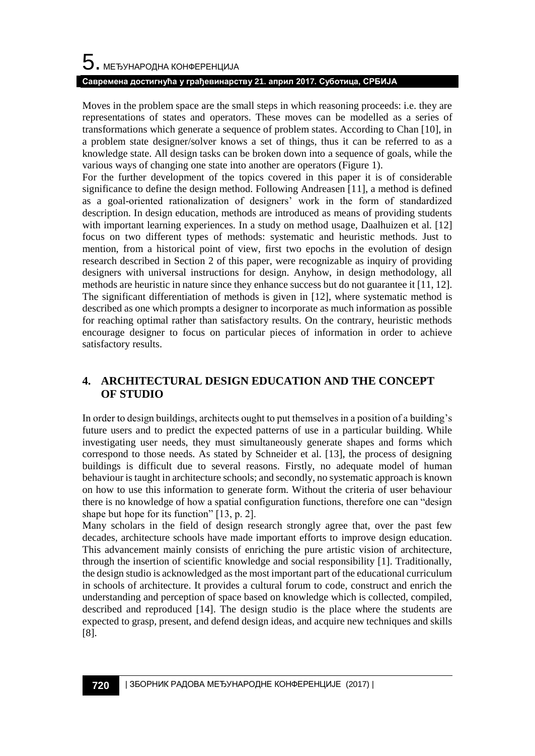Moves in the problem space are the small steps in which reasoning proceeds: i.e. they are representations of states and operators. These moves can be modelled as a series of transformations which generate a sequence of problem states. According to Chan [10], in a problem state designer/solver knows a set of things, thus it can be referred to as a knowledge state. All design tasks can be broken down into a sequence of goals, while the various ways of changing one state into another are operators (Figure 1).

For the further development of the topics covered in this paper it is of considerable significance to define the design method. Following Andreasen [11], a method is defined as a goal-oriented rationalization of designers' work in the form of standardized description. In design education, methods are introduced as means of providing students with important learning experiences. In a study on method usage, Daalhuizen et al. [12] focus on two different types of methods: systematic and heuristic methods. Just to mention, from a historical point of view, first two epochs in the evolution of design research described in Section 2 of this paper, were recognizable as inquiry of providing designers with universal instructions for design. Anyhow, in design methodology, all methods are heuristic in nature since they enhance success but do not guarantee it [11, 12]. The significant differentiation of methods is given in [12], where systematic method is described as one which prompts a designer to incorporate as much information as possible for reaching optimal rather than satisfactory results. On the contrary, heuristic methods encourage designer to focus on particular pieces of information in order to achieve satisfactory results.

## 4. ARCHITECTURAL DESIGN EDUCATION AND THE CONCEPT OF STUDIO

In order to design buildings, architects ought to put themselves in a position of a building's future users and to predict the expected patterns of use in a particular building. While investigating user needs, they must simultaneously generate shapes and forms which correspond to those needs. As stated by Schneider et al. [13], the process of designing buildings is difficult due to several reasons. Firstly, no adequate model of human behaviour is taught in architecture schools; and secondly, no systematic approach is known on how to use this information to generate form. Without the criteria of user behaviour there is no knowledge of how a spatial configuration functions, therefore one can "design shape but hope for its function" [13, p. 2].

Many scholars in the field of design research strongly agree that, over the past few decades, architecture schools have made important efforts to improve design education. This advancement mainly consists of enriching the pure artistic vision of architecture, through the insertion of scientific knowledge and social responsibility [1]. Traditionally, the design studio is acknowledged as the most important part of the educational curriculum in schools of architecture. It provides a cultural forum to code, construct and enrich the understanding and perception of space based on knowledge which is collected, compiled, described and reproduced [14]. The design studio is the place where the students are expected to grasp, present, and defend design ideas, and acquire new techniques and skills [8].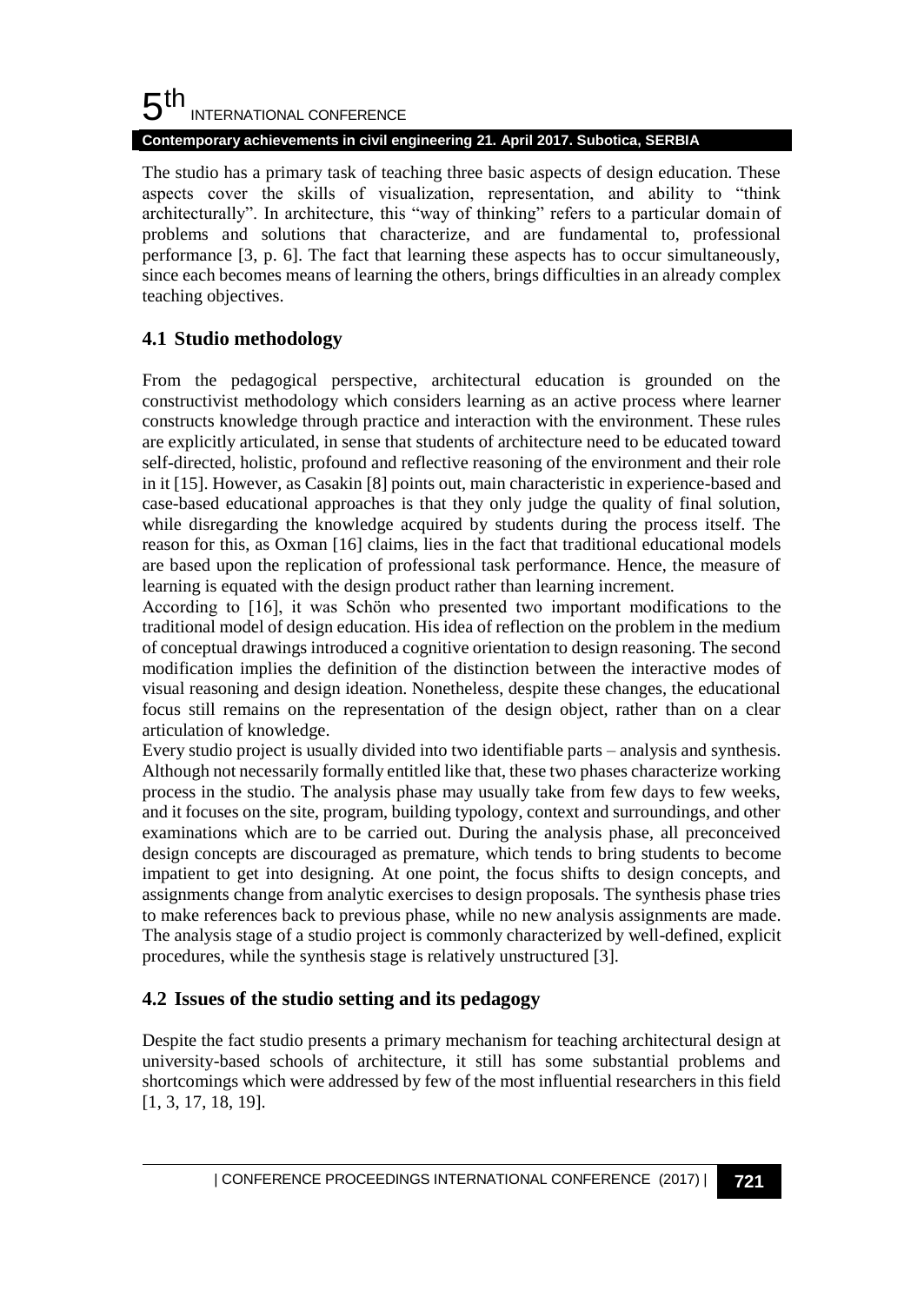The studio has a primary task of teaching three basic aspects of design education. These aspects cover the skills of visualization, representation, and ability to "think architecturally". In architecture, this "way of thinking" refers to a particular domain of problems and solutions that characterize, and are fundamental to, professional performance [3, p. 6]. The fact that learning these aspects has to occur simultaneously, since each becomes means of learning the others, brings difficulties in an already complex teaching objectives.

## 4.1 Studio methodology

From the pedagogical perspective, architectural education is grounded on the constructivist methodology which considers learning as an active process where learner constructs knowledge through practice and interaction with the environment. These rules are explicitly articulated, in sense that students of architecture need to be educated toward self-directed, holistic, profound and reflective reasoning of the environment and their role in it [15]. However, as Casakin [8] points out, main characteristic in experience-based and case-based educational approaches is that they only judge the quality of final solution, while disregarding the knowledge acquired by students during the process itself. The reason for this, as Oxman [16] claims, lies in the fact that traditional educational models are based upon the replication of professional task performance. Hence, the measure of learning is equated with the design product rather than learning increment.

According to [16], it was Schön who presented two important modifications to the traditional model of design education. His idea of reflection on the problem in the medium of conceptual drawings introduced a cognitive orientation to design reasoning. The second modification implies the definition of the distinction between the interactive modes of visual reasoning and design ideation. Nonetheless, despite these changes, the educational focus still remains on the representation of the design object, rather than on a clear articulation of knowledge.

Every studio project is usually divided into two identifiable parts – analysis and synthesis. Although not necessarily formally entitled like that, these two phases characterize working process in the studio. The analysis phase may usually take from few days to few weeks, and it focuses on the site, program, building typology, context and surroundings, and other examinations which are to be carried out. During the analysis phase, all preconceived design concepts are discouraged as premature, which tends to bring students to become impatient to get into designing. At one point, the focus shifts to design concepts, and assignments change from analytic exercises to design proposals. The synthesis phase tries to make references back to previous phase, while no new analysis assignments are made. The analysis stage of a studio project is commonly characterized by well-defined, explicit procedures, while the synthesis stage is relatively unstructured [3].

## 4.2 Issues of the studio setting and its pedagogy

Despite the fact studio presents a primary mechanism for teaching architectural design at university-based schools of architecture, it still has some substantial problems and shortcomings which were addressed by few of the most influential researchers in this field [1, 3, 17, 18, 19].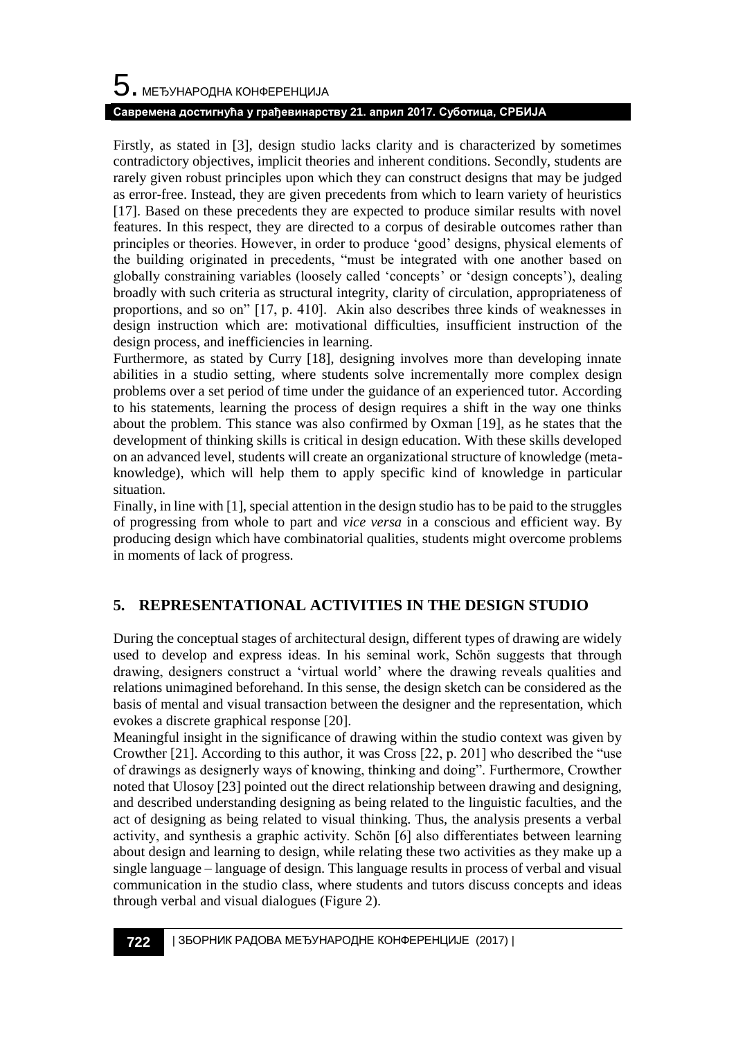Firstly, as stated in [3], design studio lacks clarity and is characterized by sometimes contradictory objectives, implicit theories and inherent conditions. Secondly, students are rarely given robust principles upon which they can construct designs that may be judged as error-free. Instead, they are given precedents from which to learn variety of heuristics [17]. Based on these precedents they are expected to produce similar results with novel features. In this respect, they are directed to a corpus of desirable outcomes rather than principles or theories. However, in order to produce 'good' designs, physical elements of the building originated in precedents, "must be integrated with one another based on globally constraining variables (loosely called 'concepts' or 'design concepts'), dealing broadly with such criteria as structural integrity, clarity of circulation, appropriateness of proportions, and so on" [17, p. 410]. Akin also describes three kinds of weaknesses in design instruction which are: motivational difficulties, insufficient instruction of the design process, and inefficiencies in learning.

Furthermore, as stated by Curry [18], designing involves more than developing innate abilities in a studio setting, where students solve incrementally more complex design problems over a set period of time under the guidance of an experienced tutor. According to his statements, learning the process of design requires a shift in the way one thinks about the problem. This stance was also confirmed by Oxman [19], as he states that the development of thinking skills is critical in design education. With these skills developed on an advanced level, students will create an organizational structure of knowledge (meta-knowledge), which will help them to apply specific kind of knowledge in particular situation.

Finally, in line with [1], special attention in the design studio has to be paid to the struggles of progressing from whole to part and *vice versa* in a conscious and efficient way. By producing design which have combinatorial qualities, students might overcome problems in moments of lack of progress.

## 5. REPRESENTATIONAL ACTIVITIES IN THE DESIGN STUDIO

During the conceptual stages of architectural design, different types of drawing are widely used to develop and express ideas. In his seminal work, Schön suggests that through drawing, designers construct a 'virtual world' where the drawing reveals qualities and relations unimagined beforehand. In this sense, the design sketch can be considered as the basis of mental and visual transaction between the designer and the representation, which evokes a discrete graphical response [20].

Meaningful insight in the significance of drawing within the studio context was given by Crowther [21]. According to this author, it was Cross [22, p. 201] who described the "use of drawings as designerly ways of knowing, thinking and doing". Furthermore, Crowther noted that Ulosoy [23] pointed out the direct relationship between drawing and designing, and described understanding designing as being related to the linguistic faculties, and the act of designing as being related to visual thinking. Thus, the analysis presents a verbal activity, and synthesis a graphic activity. Schön [6] also differentiates between learning about design and learning to design, while relating these two activities as they make up a single language – language of design. This language results in process of verbal and visual communication in the studio class, where students and tutors discuss concepts and ideas through verbal and visual dialogues (Figure 2).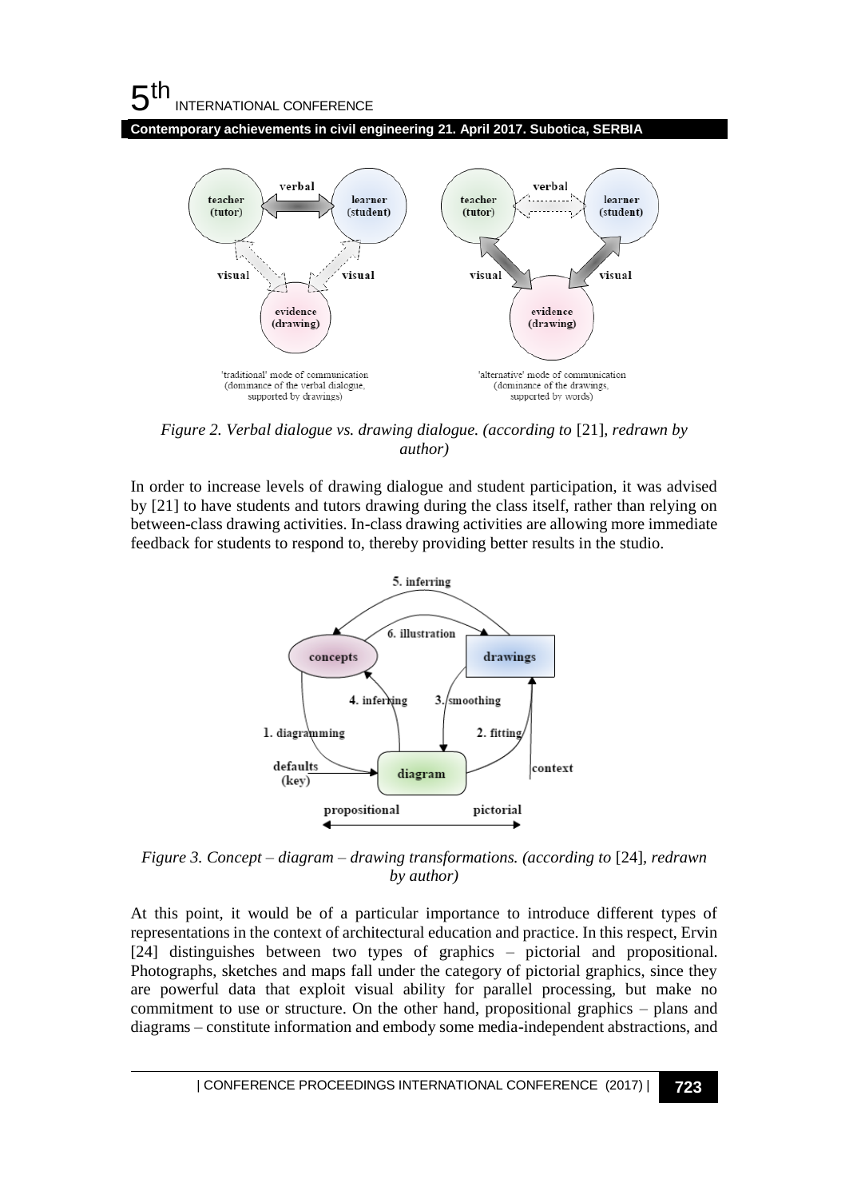*Figure 2. Verbal dialogue vs. drawing dialogue. (according to* [21]*, redrawn by author)*

In order to increase levels of drawing dialogue and student participation, it was advised by [21] to have students and tutors drawing during the class itself, rather than relying on between-class drawing activities. In-class drawing activities are allowing more immediate feedback for students to respond to, thereby providing better results in the studio.

*Figure 3. Concept – diagram – drawing transformations. (according to* [24]*, redrawn by author)*

At this point, it would be of a particular importance to introduce different types of representations in the context of architectural education and practice. In this respect, Ervin [24] distinguishes between two types of graphics – pictorial and propositional. Photographs, sketches and maps fall under the category of pictorial graphics, since they are powerful data that exploit visual ability for parallel processing, but make no commitment to use or structure. On the other hand, propositional graphics – plans and diagrams – constitute information and embody some media-independent abstractions, and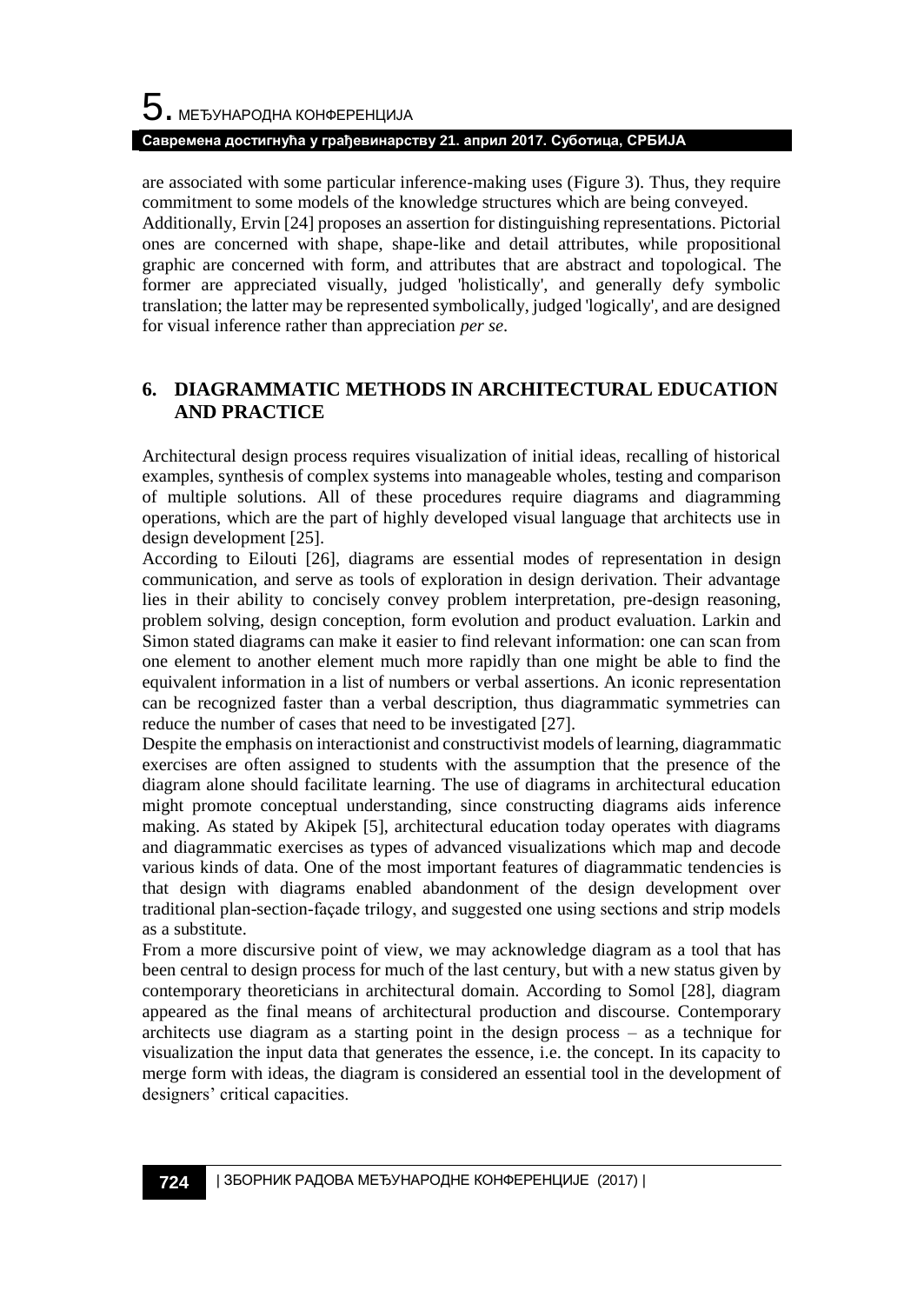are associated with some particular inference-making uses (Figure 3). Thus, they require commitment to some models of the knowledge structures which are being conveyed.

Additionally, Ervin [24] proposes an assertion for distinguishing representations. Pictorial ones are concerned with shape, shape-like and detail attributes, while propositional graphic are concerned with form, and attributes that are abstract and topological. The former are appreciated visually, judged 'holistically', and generally defy symbolic translation; the latter may be represented symbolically, judged 'logically', and are designed for visual inference rather than appreciation *per se*.

## 6. DIAGRAMMATIC METHODS IN ARCHITECTURAL EDUCATION AND PRACTICE

Architectural design process requires visualization of initial ideas, recalling of historical examples, synthesis of complex systems into manageable wholes, testing and comparison of multiple solutions. All of these procedures require diagrams and diagramming operations, which are the part of highly developed visual language that architects use in design development [25].

According to Eilouti [26], diagrams are essential modes of representation in design communication, and serve as tools of exploration in design derivation. Their advantage lies in their ability to concisely convey problem interpretation, pre-design reasoning, problem solving, design conception, form evolution and product evaluation. Larkin and Simon stated diagrams can make it easier to find relevant information: one can scan from one element to another element much more rapidly than one might be able to find the equivalent information in a list of numbers or verbal assertions. An iconic representation can be recognized faster than a verbal description, thus diagrammatic symmetries can reduce the number of cases that need to be investigated [27].

Despite the emphasis on interactionist and constructivist models of learning, diagrammatic exercises are often assigned to students with the assumption that the presence of the diagram alone should facilitate learning. The use of diagrams in architectural education might promote conceptual understanding, since constructing diagrams aids inference making. As stated by Akipek [5], architectural education today operates with diagrams and diagrammatic exercises as types of advanced visualizations which map and decode various kinds of data. One of the most important features of diagrammatic tendencies is that design with diagrams enabled abandonment of the design development over traditional plan-section-façade trilogy, and suggested one using sections and strip models as a substitute.

From a more discursive point of view, we may acknowledge diagram as a tool that has been central to design process for much of the last century, but with a new status given by contemporary theoreticians in architectural domain. According to Somol [28], diagram appeared as the final means of architectural production and discourse. Contemporary architects use diagram as a starting point in the design process – as a technique for visualization the input data that generates the essence, i.e. the concept. In its capacity to merge form with ideas, the diagram is considered an essential tool in the development of designers' critical capacities.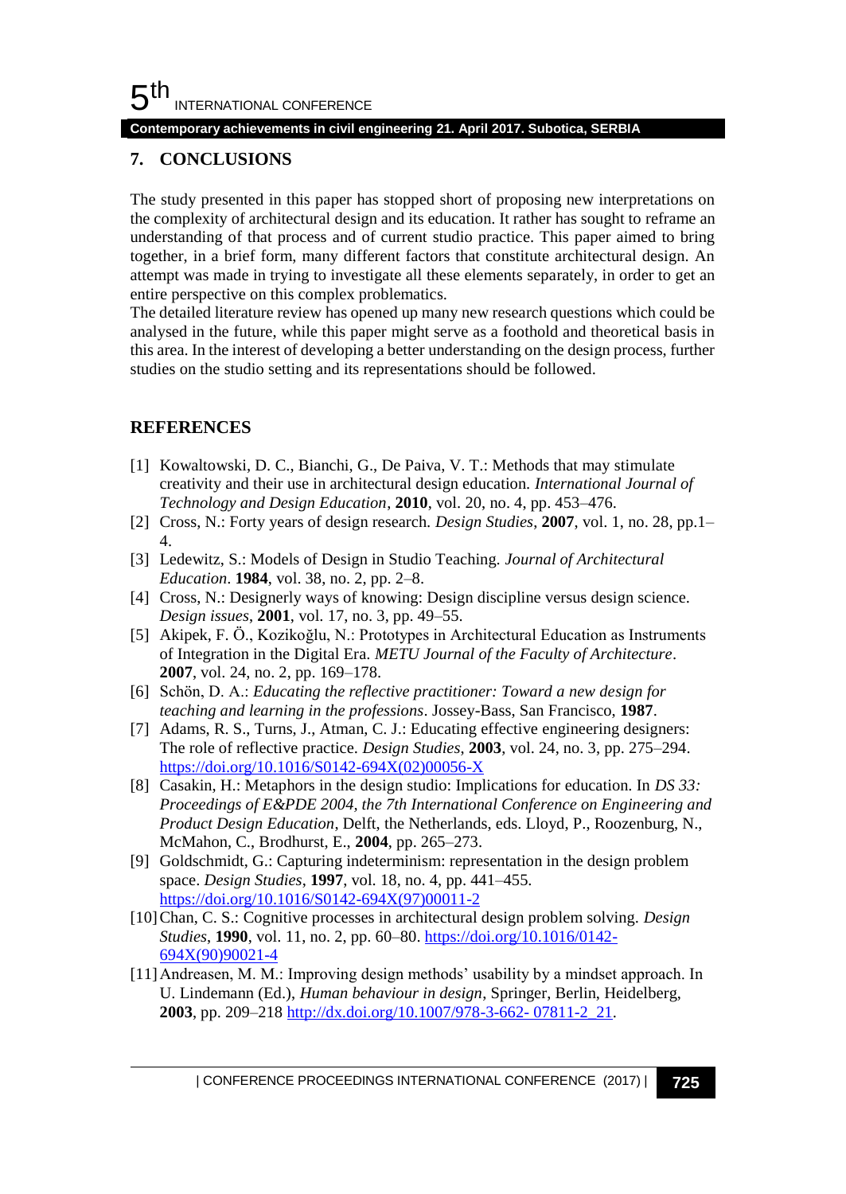## 7. CONCLUSIONS

The study presented in this paper has stopped short of proposing new interpretations on the complexity of architectural design and its education. It rather has sought to reframe an understanding of that process and of current studio practice. This paper aimed to bring together, in a brief form, many different factors that constitute architectural design. An attempt was made in trying to investigate all these elements separately, in order to get an entire perspective on this complex problematics.

The detailed literature review has opened up many new research questions which could be analysed in the future, while this paper might serve as a foothold and theoretical basis in this area. In the interest of developing a better understanding on the design process, further studies on the studio setting and its representations should be followed.

## REFERENCES

[1] Kowaltowski, D. C., Bianchi, G., De Paiva, V. T.: Methods that may stimulate creativity and their use in architectural design education. *International Journal of Technology and Design Education*, **2010**, vol. 20, no. 4, pp. 453–476.

[2] Cross, N.: Forty years of design research. *Design Studies*, **2007**, vol. 1, no. 28, pp.1–4.

[3] Ledewitz, S.: Models of Design in Studio Teaching. *Journal of Architectural Education*. **1984**, vol. 38, no. 2, pp. 2–8.

[4] Cross, N.: Designerly ways of knowing: Design discipline versus design science. *Design issues*, **2001**, vol. 17, no. 3, pp. 49–55.

[5] Akipek, F. Ö., Kozikoğlu, N.: Prototypes in Architectural Education as Instruments of Integration in the Digital Era. *METU Journal of the Faculty of Architecture*. **2007**, vol. 24, no. 2, pp. 169–178.

[6] Schön, D. A.: *Educating the reflective practitioner: Toward a new design for teaching and learning in the professions*. Jossey-Bass, San Francisco, **1987**.

[7] Adams, R. S., Turns, J., Atman, C. J.: Educating effective engineering designers: The role of reflective practice. *Design Studies*, **2003**, vol. 24, no. 3, pp. 275–294. https://doi.org/10.1016/S0142-694X(02)00056-X

[8] Casakin, H.: Metaphors in the design studio: Implications for education. In *DS 33: Proceedings of E&PDE 2004, the 7th International Conference on Engineering and Product Design Education*, Delft, the Netherlands, eds. Lloyd, P., Roozenburg, N., McMahon, C., Brodhurst, E., **2004**, pp. 265–273.

[9] Goldschmidt, G.: Capturing indeterminism: representation in the design problem space. *Design Studies*, **1997**, vol. 18, no. 4, pp. 441–455. https://doi.org/10.1016/S0142-694X(97)00011-2

[10] Chan, C. S.: Cognitive processes in architectural design problem solving. *Design Studies*, **1990**, vol. 11, no. 2, pp. 60–80. https://doi.org/10.1016/0142-694X(90)90021-4

[11] Andreasen, M. M.: Improving design methods' usability by a mindset approach. In U. Lindemann (Ed.), *Human behaviour in design*, Springer, Berlin, Heidelberg, **2003**, pp. 209–218 http://dx.doi.org/10.1007/978-3-662- 07811-2_21.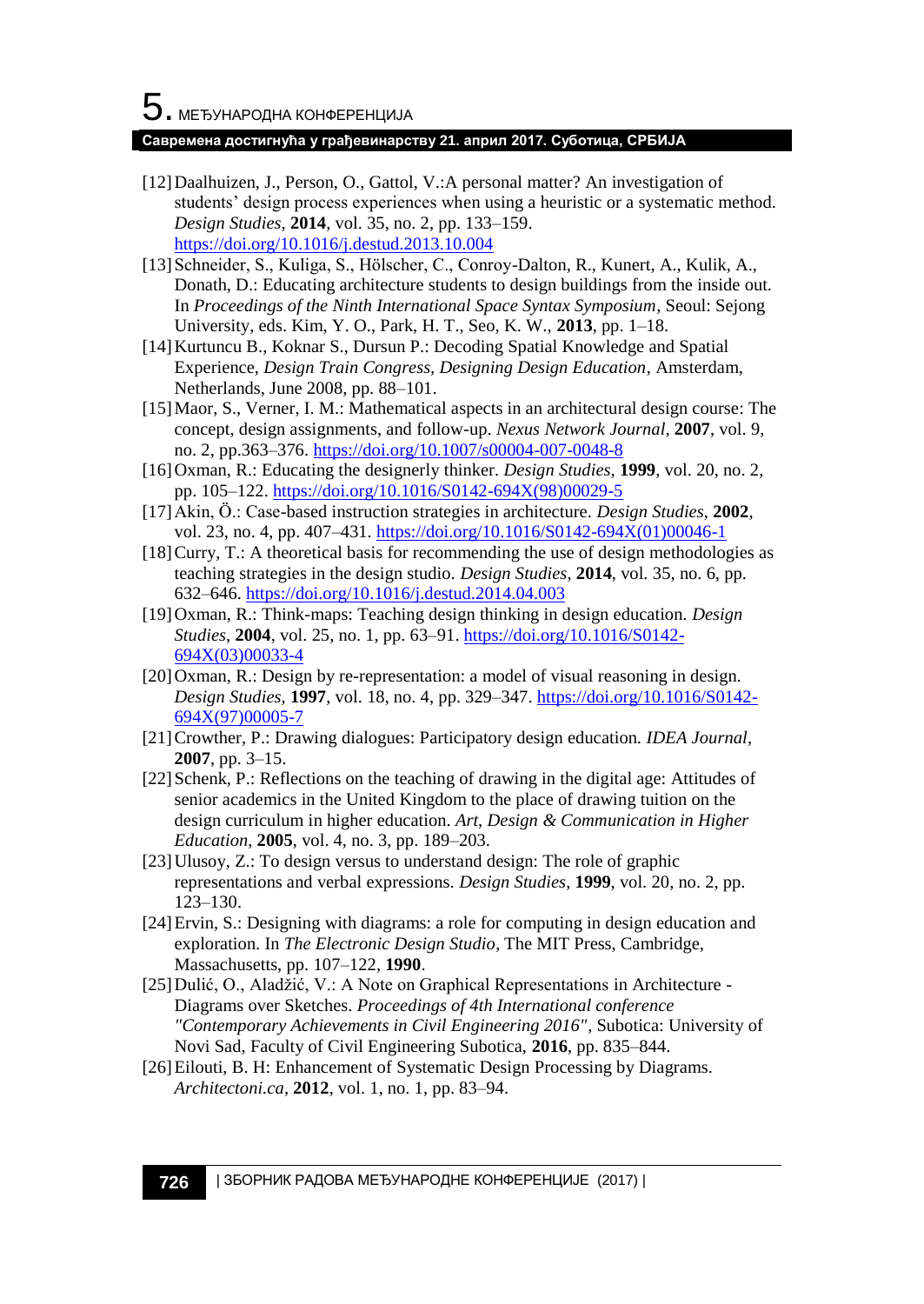[12] Daalhuizen, J., Person, O., Gattol, V.:A personal matter? An investigation of students' design process experiences when using a heuristic or a systematic method. *Design Studies*, **2014**, vol. 35, no. 2, pp. 133–159. https://doi.org/10.1016/j.destud.2013.10.004

[13] Schneider, S., Kuliga, S., Hölscher, C., Conroy-Dalton, R., Kunert, A., Kulik, A., Donath, D.: Educating architecture students to design buildings from the inside out. In *Proceedings of the Ninth International Space Syntax Symposium*, Seoul: Sejong University, eds. Kim, Y. O., Park, H. T., Seo, K. W., **2013**, pp. 1–18.

[14] Kurtuncu B., Koknar S., Dursun P.: Decoding Spatial Knowledge and Spatial Experience, *Design Train Congress, Designing Design Education*, Amsterdam, Netherlands, June 2008, pp. 88–101.

[15] Maor, S., Verner, I. M.: Mathematical aspects in an architectural design course: The concept, design assignments, and follow-up. *Nexus Network Journal*, **2007**, vol. 9, no. 2, pp.363–376. https://doi.org/10.1007/s00004-007-0048-8

[16] Oxman, R.: Educating the designerly thinker. *Design Studies*, **1999**, vol. 20, no. 2, pp. 105–122. https://doi.org/10.1016/S0142-694X(98)00029-5

[17] Akin, Ö.: Case-based instruction strategies in architecture. *Design Studies*, **2002**, vol. 23, no. 4, pp. 407–431. https://doi.org/10.1016/S0142-694X(01)00046-1

[18] Curry, T.: A theoretical basis for recommending the use of design methodologies as teaching strategies in the design studio. *Design Studies*, **2014**, vol. 35, no. 6, pp. 632–646. https://doi.org/10.1016/j.destud.2014.04.003

[19] Oxman, R.: Think-maps: Teaching design thinking in design education. *Design Studies*, **2004**, vol. 25, no. 1, pp. 63–91. https://doi.org/10.1016/S0142-694X(03)00033-4

[20] Oxman, R.: Design by re-representation: a model of visual reasoning in design. *Design Studies*, **1997**, vol. 18, no. 4, pp. 329–347. https://doi.org/10.1016/S0142-694X(97)00005-7

[21] Crowther, P.: Drawing dialogues: Participatory design education. *IDEA Journal*, **2007**, pp. 3–15.

[22] Schenk, P.: Reflections on the teaching of drawing in the digital age: Attitudes of senior academics in the United Kingdom to the place of drawing tuition on the design curriculum in higher education. *Art, Design & Communication in Higher Education*, **2005**, vol. 4, no. 3, pp. 189–203.

[23] Ulusoy, Z.: To design versus to understand design: The role of graphic representations and verbal expressions. *Design Studies*, **1999**, vol. 20, no. 2, pp. 123–130.

[24] Ervin, S.: Designing with diagrams: a role for computing in design education and exploration. In *The Electronic Design Studio*, The MIT Press, Cambridge, Massachusetts, pp. 107–122, **1990**.

[25] Dulić, O., Aladžić, V.: A Note on Graphical Representations in Architecture - Diagrams over Sketches. *Proceedings of 4th International conference "Contemporary Achievements in Civil Engineering 2016"*, Subotica: University of Novi Sad, Faculty of Civil Engineering Subotica, **2016**, pp. 835–844.

[26] Eilouti, B. H: Enhancement of Systematic Design Processing by Diagrams. *Architectoni.ca*, **2012**, vol. 1, no. 1, pp. 83–94.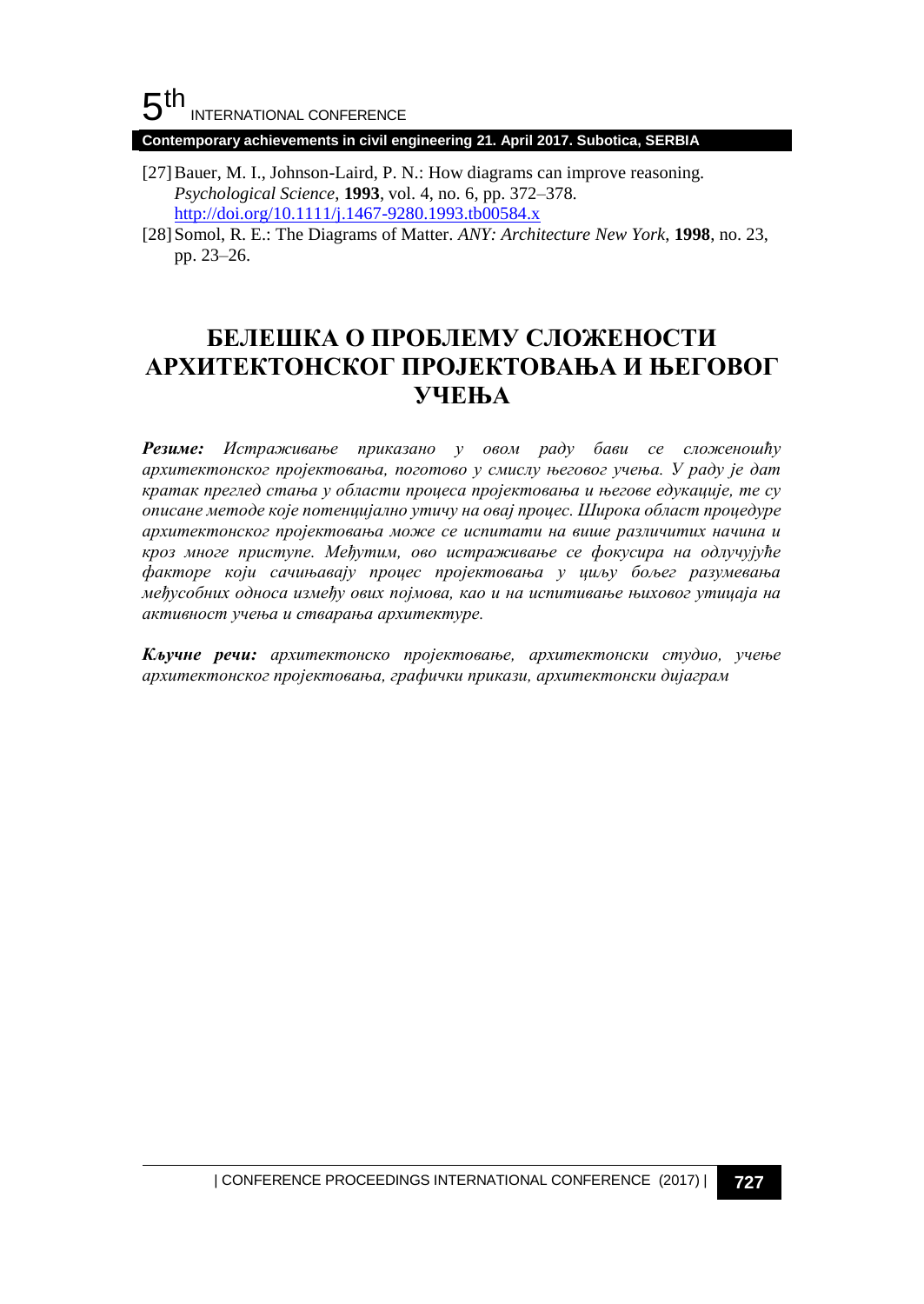[27] Bauer, M. I., Johnson-Laird, P. N.: How diagrams can improve reasoning. *Psychological Science*, **1993**, vol. 4, no. 6, pp. 372–378. http://doi.org/10.1111/j.1467-9280.1993.tb00584.x

[28] Somol, R. E.: The Diagrams of Matter. *ANY: Architecture New York*, **1998**, no. 23, pp. 23–26.

# БЕЛЕШКА О ПРОБЛЕМУ СЛОЖЕНОСТИ АРХИТЕКТОНСКОГ ПРОЈЕКТОВАЊА И ЊЕГОВОГ УЧЕЊА

***Резиме:*** *Истраживање приказано у овом раду бави се сложеношћу архитектонског пројектовања, поготово у смислу његовог учења. У раду је дат кратак преглед стања у области процеса пројектовања и његове едукације, те су описане методе које потенцијално утичу на овај процес. Широка област процедуре архитектонског пројектовања може се испитати на више различитих начина и кроз многе приступе. Међутим, ово истраживање се фокусира на одлучујуће факторе који сачињавају процес пројектовања у циљу бољег разумевања међусобних односа између ових појмова, као и на испитивање њиховог утицаја на активност учења и стварања архитектуре.*

***Кључне речи:*** *архитектонско пројектовање, архитектонски студио, учење архитектонског пројектовања, графички прикази, архитектонски дијаграм*